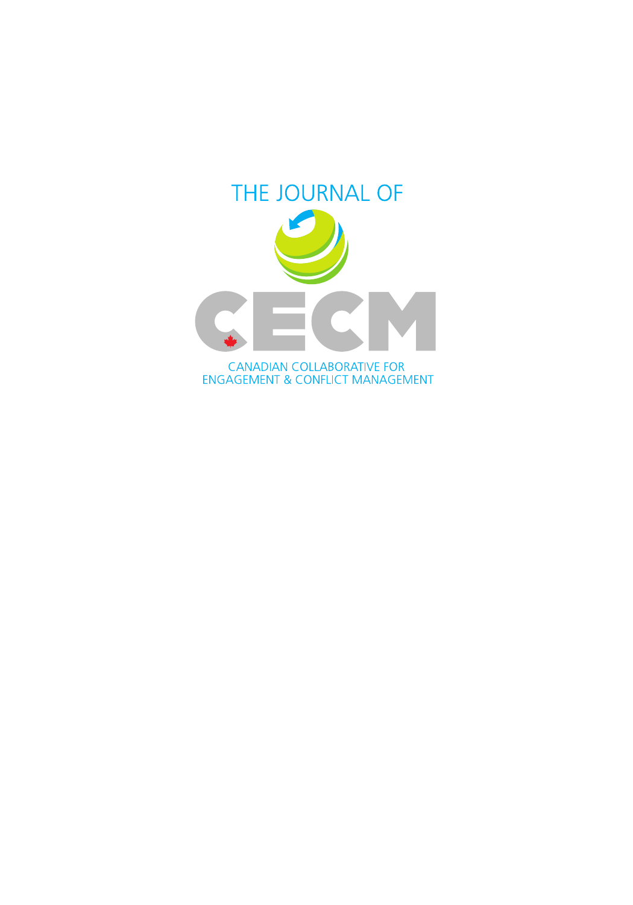THE JOURNAL OF

# CECM

CANADIAN COLLABORATIVE FOR ENGAGEMENT & CONFLICT MANAGEMENT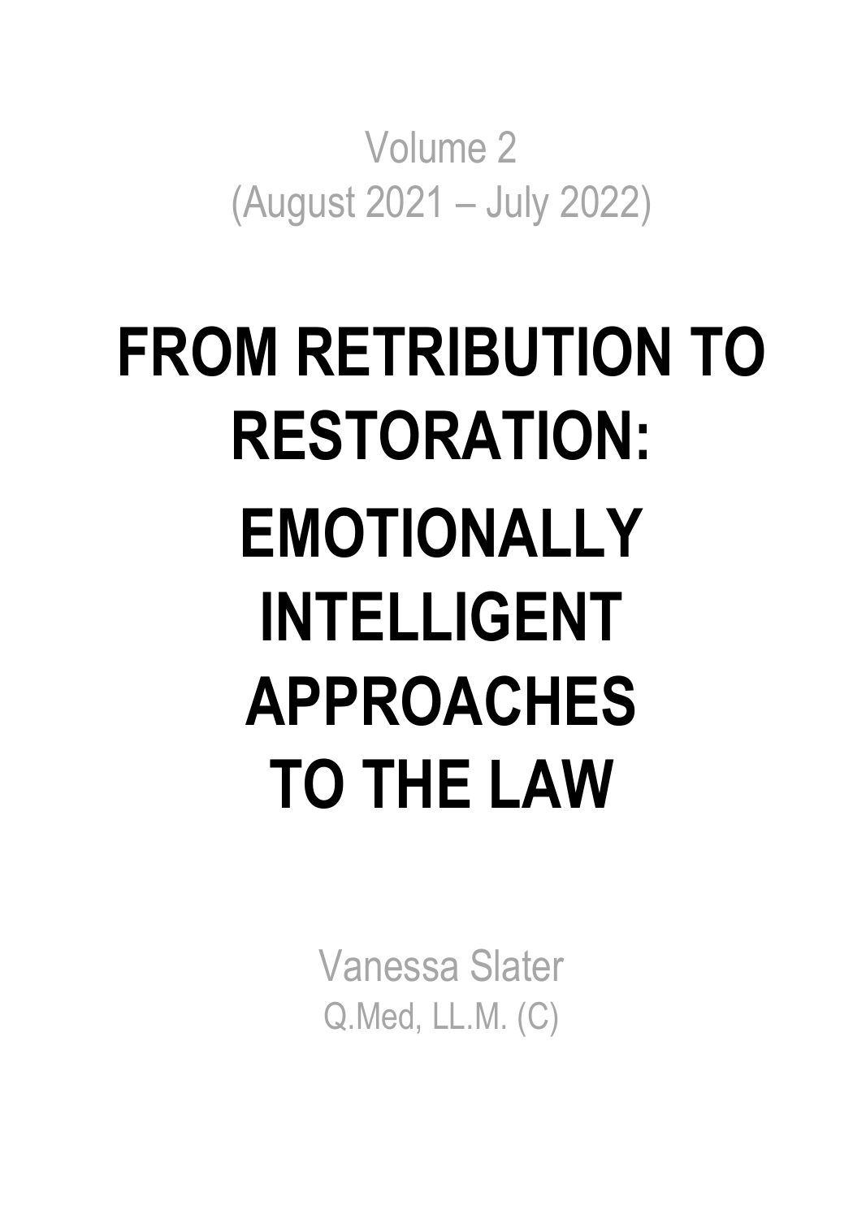Volume 2
(August 2021 – July 2022)

# FROM RETRIBUTION TO RESTORATION: EMOTIONALLY INTELLIGENT APPROACHES TO THE LAW

Vanessa Slater
Q.Med, LL.M. (C)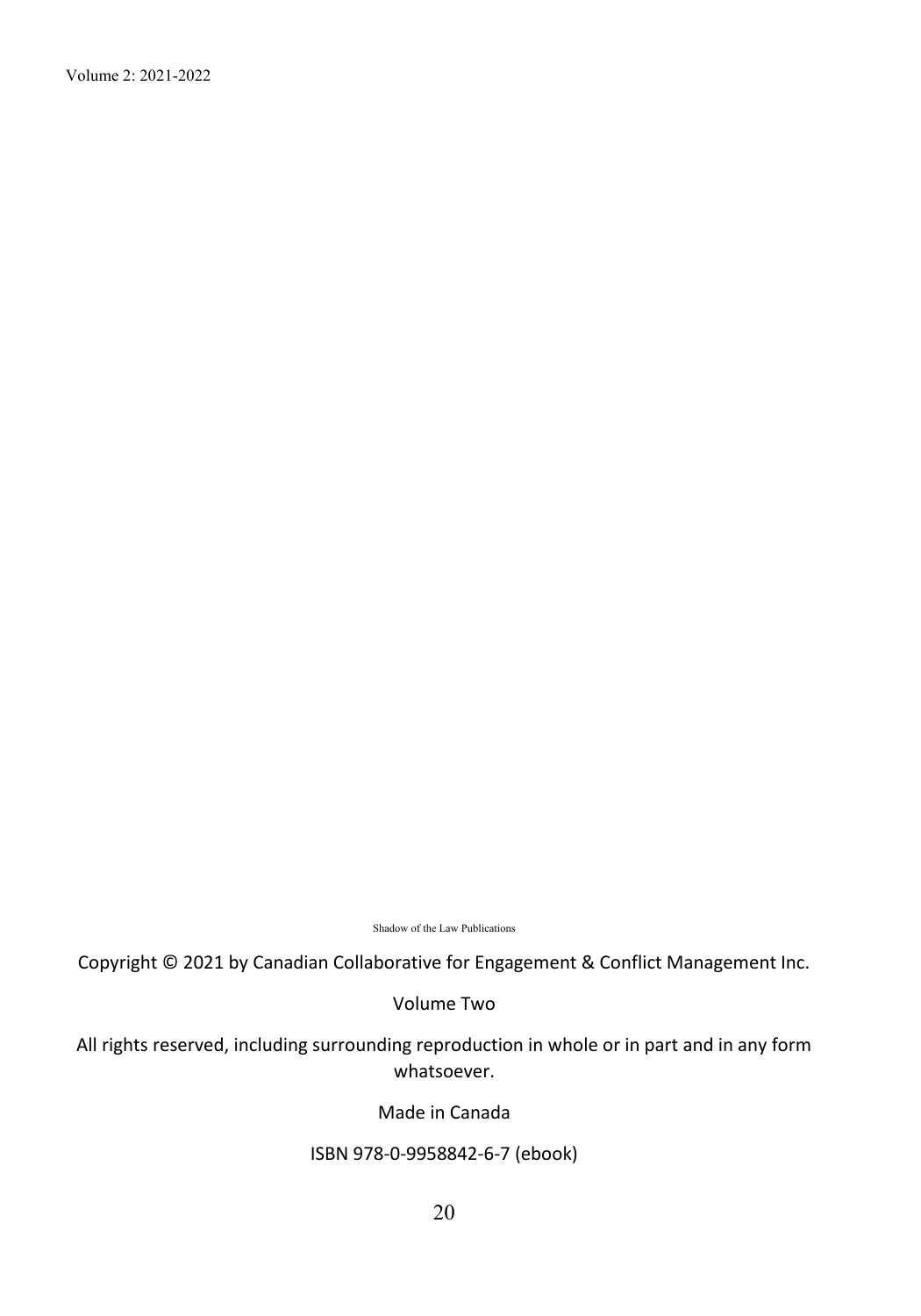Shadow of the Law Publications

Copyright © 2021 by Canadian Collaborative for Engagement & Conflict Management Inc.

Volume Two

All rights reserved, including surrounding reproduction in whole or in part and in any form whatsoever.

Made in Canada

ISBN 978-0-9958842-6-7 (ebook)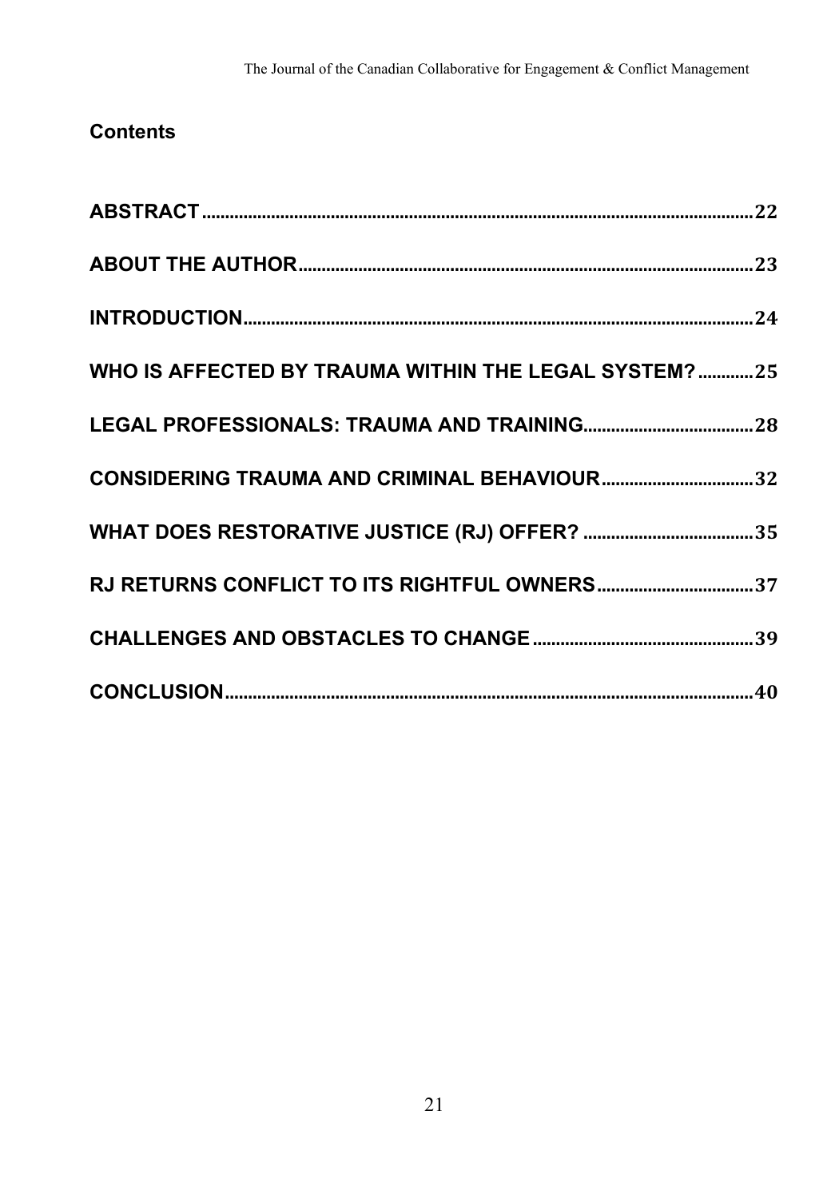## Contents

| | |
|---|---|
| ABSTRACT | 22 |
| ABOUT THE AUTHOR | 23 |
| INTRODUCTION | 24 |
| WHO IS AFFECTED BY TRAUMA WITHIN THE LEGAL SYSTEM? | 25 |
| LEGAL PROFESSIONALS: TRAUMA AND TRAINING | 28 |
| CONSIDERING TRAUMA AND CRIMINAL BEHAVIOUR | 32 |
| WHAT DOES RESTORATIVE JUSTICE (RJ) OFFER? | 35 |
| RJ RETURNS CONFLICT TO ITS RIGHTFUL OWNERS | 37 |
| CHALLENGES AND OBSTACLES TO CHANGE | 39 |
| CONCLUSION | 40 |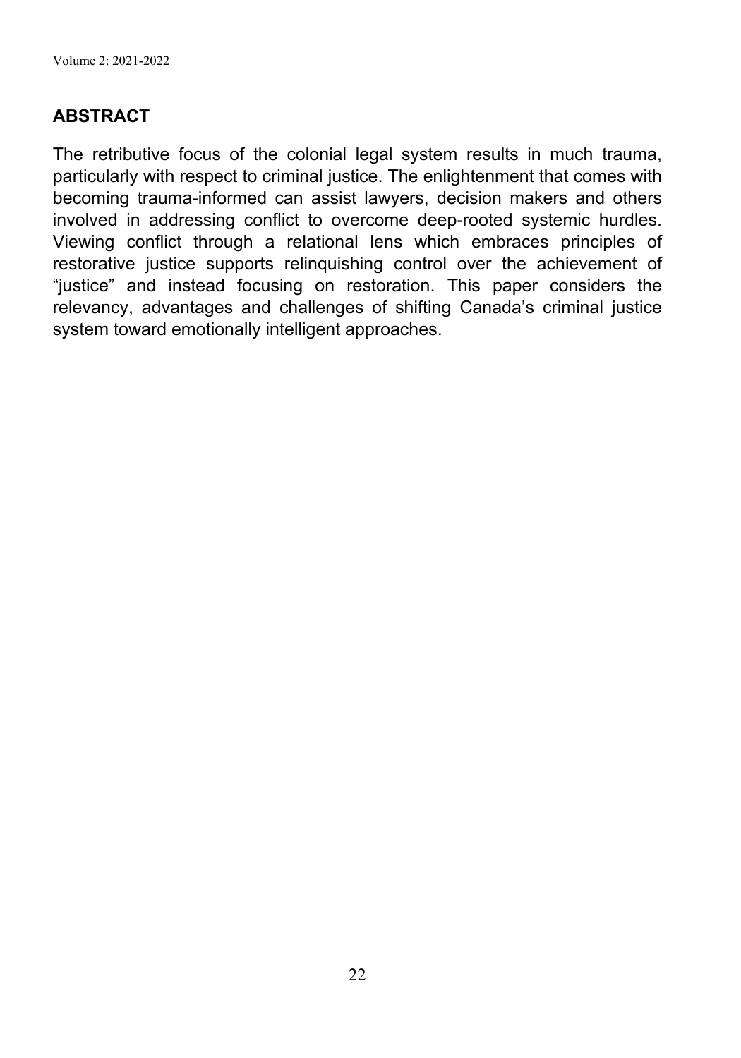## ABSTRACT

The retributive focus of the colonial legal system results in much trauma, particularly with respect to criminal justice. The enlightenment that comes with becoming trauma-informed can assist lawyers, decision makers and others involved in addressing conflict to overcome deep-rooted systemic hurdles. Viewing conflict through a relational lens which embraces principles of restorative justice supports relinquishing control over the achievement of "justice" and instead focusing on restoration. This paper considers the relevancy, advantages and challenges of shifting Canada's criminal justice system toward emotionally intelligent approaches.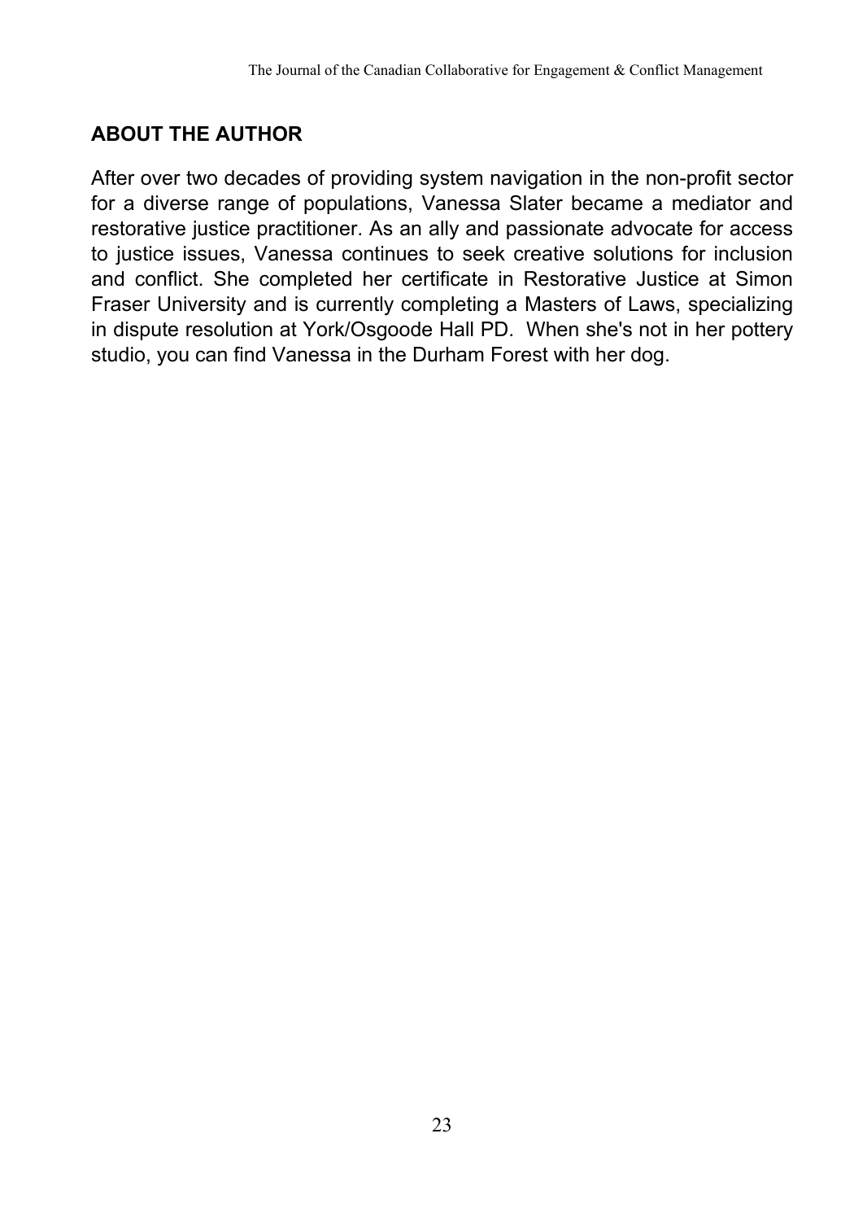## ABOUT THE AUTHOR

After over two decades of providing system navigation in the non-profit sector for a diverse range of populations, Vanessa Slater became a mediator and restorative justice practitioner. As an ally and passionate advocate for access to justice issues, Vanessa continues to seek creative solutions for inclusion and conflict. She completed her certificate in Restorative Justice at Simon Fraser University and is currently completing a Masters of Laws, specializing in dispute resolution at York/Osgoode Hall PD. When she's not in her pottery studio, you can find Vanessa in the Durham Forest with her dog.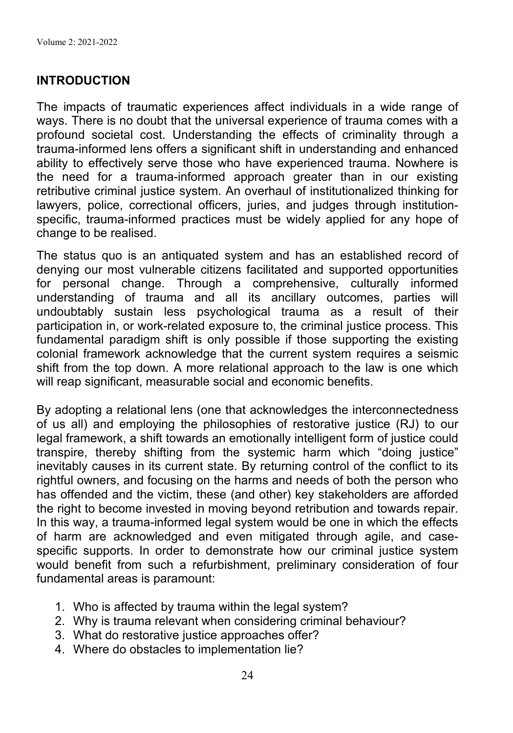## INTRODUCTION

The impacts of traumatic experiences affect individuals in a wide range of ways. There is no doubt that the universal experience of trauma comes with a profound societal cost. Understanding the effects of criminality through a trauma-informed lens offers a significant shift in understanding and enhanced ability to effectively serve those who have experienced trauma. Nowhere is the need for a trauma-informed approach greater than in our existing retributive criminal justice system. An overhaul of institutionalized thinking for lawyers, police, correctional officers, juries, and judges through institution-specific, trauma-informed practices must be widely applied for any hope of change to be realised.

The status quo is an antiquated system and has an established record of denying our most vulnerable citizens facilitated and supported opportunities for personal change. Through a comprehensive, culturally informed understanding of trauma and all its ancillary outcomes, parties will undoubtably sustain less psychological trauma as a result of their participation in, or work-related exposure to, the criminal justice process. This fundamental paradigm shift is only possible if those supporting the existing colonial framework acknowledge that the current system requires a seismic shift from the top down. A more relational approach to the law is one which will reap significant, measurable social and economic benefits.

By adopting a relational lens (one that acknowledges the interconnectedness of us all) and employing the philosophies of restorative justice (RJ) to our legal framework, a shift towards an emotionally intelligent form of justice could transpire, thereby shifting from the systemic harm which "doing justice" inevitably causes in its current state. By returning control of the conflict to its rightful owners, and focusing on the harms and needs of both the person who has offended and the victim, these (and other) key stakeholders are afforded the right to become invested in moving beyond retribution and towards repair. In this way, a trauma-informed legal system would be one in which the effects of harm are acknowledged and even mitigated through agile, and case-specific supports. In order to demonstrate how our criminal justice system would benefit from such a refurbishment, preliminary consideration of four fundamental areas is paramount:

1. Who is affected by trauma within the legal system?
2. Why is trauma relevant when considering criminal behaviour?
3. What do restorative justice approaches offer?
4. Where do obstacles to implementation lie?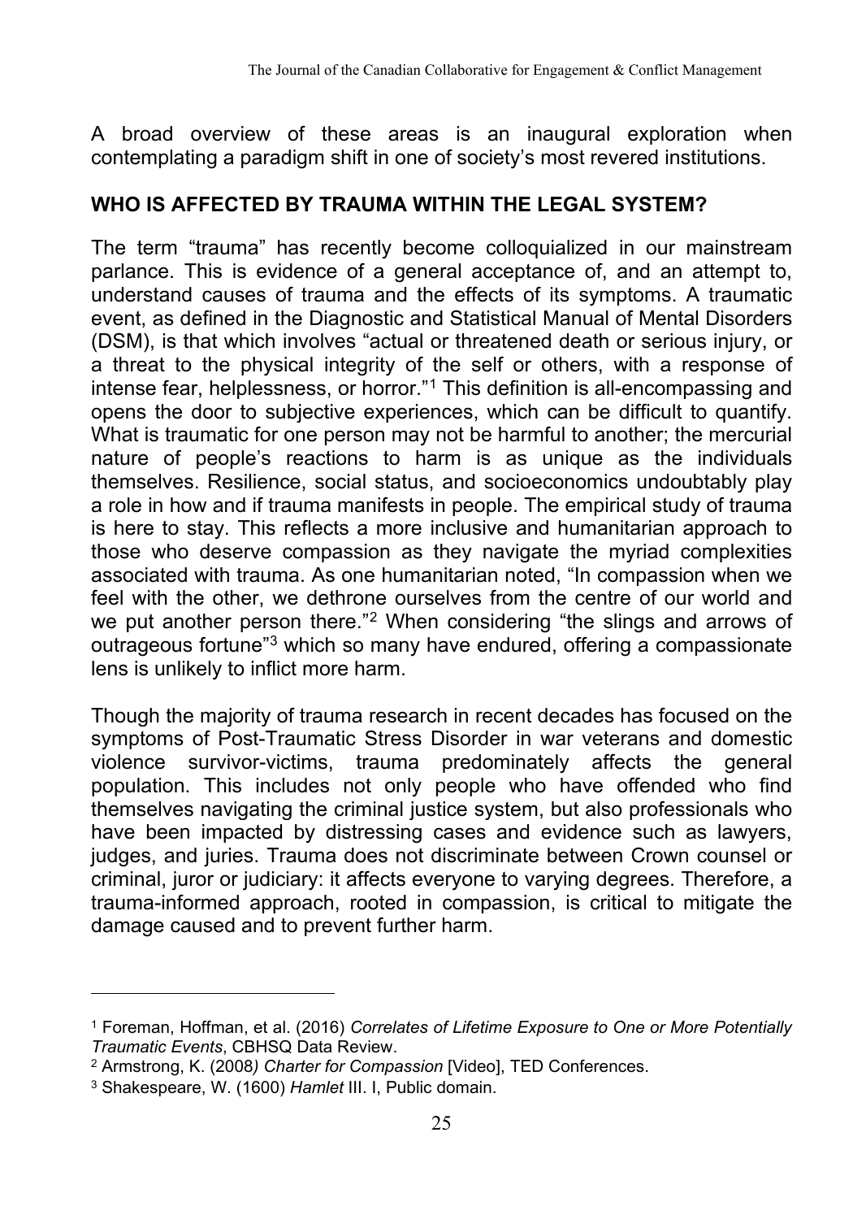A broad overview of these areas is an inaugural exploration when contemplating a paradigm shift in one of society's most revered institutions.

## WHO IS AFFECTED BY TRAUMA WITHIN THE LEGAL SYSTEM?

The term "trauma" has recently become colloquialized in our mainstream parlance. This is evidence of a general acceptance of, and an attempt to, understand causes of trauma and the effects of its symptoms. A traumatic event, as defined in the Diagnostic and Statistical Manual of Mental Disorders (DSM), is that which involves "actual or threatened death or serious injury, or a threat to the physical integrity of the self or others, with a response of intense fear, helplessness, or horror."[1] This definition is all-encompassing and opens the door to subjective experiences, which can be difficult to quantify. What is traumatic for one person may not be harmful to another; the mercurial nature of people's reactions to harm is as unique as the individuals themselves. Resilience, social status, and socioeconomics undoubtably play a role in how and if trauma manifests in people. The empirical study of trauma is here to stay. This reflects a more inclusive and humanitarian approach to those who deserve compassion as they navigate the myriad complexities associated with trauma. As one humanitarian noted, "In compassion when we feel with the other, we dethrone ourselves from the centre of our world and we put another person there."[2] When considering "the slings and arrows of outrageous fortune"[3] which so many have endured, offering a compassionate lens is unlikely to inflict more harm.

Though the majority of trauma research in recent decades has focused on the symptoms of Post-Traumatic Stress Disorder in war veterans and domestic violence survivor-victims, trauma predominately affects the general population. This includes not only people who have offended who find themselves navigating the criminal justice system, but also professionals who have been impacted by distressing cases and evidence such as lawyers, judges, and juries. Trauma does not discriminate between Crown counsel or criminal, juror or judiciary: it affects everyone to varying degrees. Therefore, a trauma-informed approach, rooted in compassion, is critical to mitigate the damage caused and to prevent further harm.

---

[1] Foreman, Hoffman, et al. (2016) *Correlates of Lifetime Exposure to One or More Potentially Traumatic Events*, CBHSQ Data Review.

[2] Armstrong, K. (2008*) Charter for Compassion* [Video], TED Conferences.

[3] Shakespeare, W. (1600) *Hamlet* III. I, Public domain.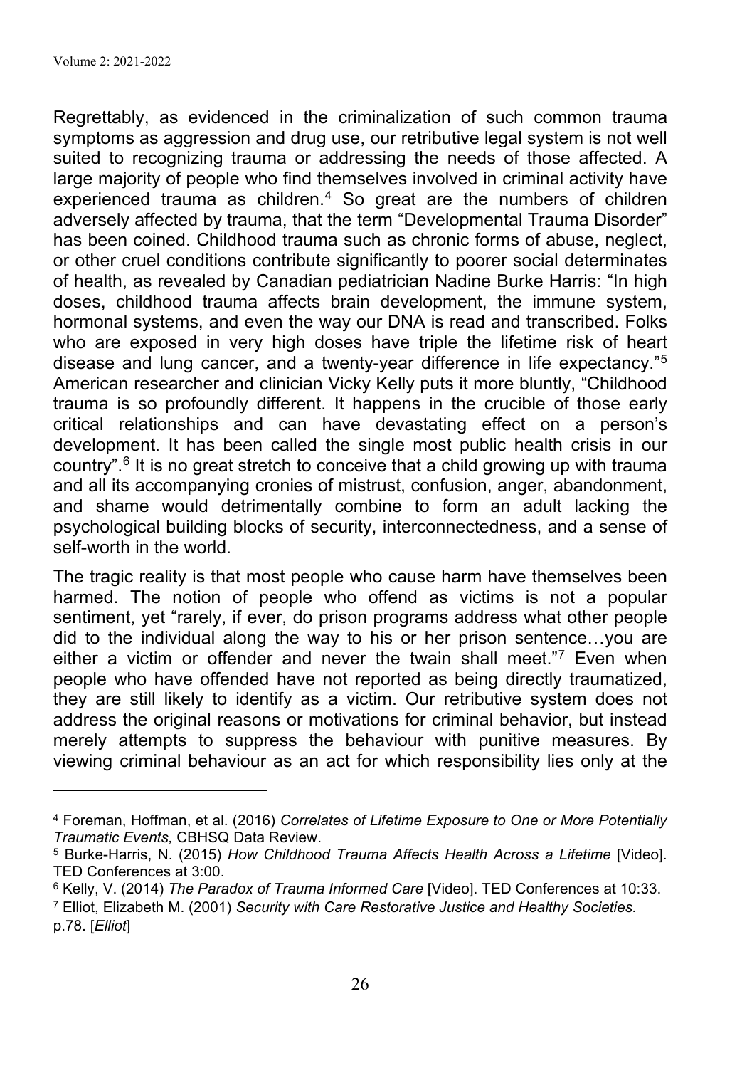Regrettably, as evidenced in the criminalization of such common trauma symptoms as aggression and drug use, our retributive legal system is not well suited to recognizing trauma or addressing the needs of those affected. A large majority of people who find themselves involved in criminal activity have experienced trauma as children.[4] So great are the numbers of children adversely affected by trauma, that the term "Developmental Trauma Disorder" has been coined. Childhood trauma such as chronic forms of abuse, neglect, or other cruel conditions contribute significantly to poorer social determinates of health, as revealed by Canadian pediatrician Nadine Burke Harris: "In high doses, childhood trauma affects brain development, the immune system, hormonal systems, and even the way our DNA is read and transcribed. Folks who are exposed in very high doses have triple the lifetime risk of heart disease and lung cancer, and a twenty-year difference in life expectancy."[5] American researcher and clinician Vicky Kelly puts it more bluntly, "Childhood trauma is so profoundly different. It happens in the crucible of those early critical relationships and can have devastating effect on a person's development. It has been called the single most public health crisis in our country".[6] It is no great stretch to conceive that a child growing up with trauma and all its accompanying cronies of mistrust, confusion, anger, abandonment, and shame would detrimentally combine to form an adult lacking the psychological building blocks of security, interconnectedness, and a sense of self-worth in the world.

The tragic reality is that most people who cause harm have themselves been harmed. The notion of people who offend as victims is not a popular sentiment, yet "rarely, if ever, do prison programs address what other people did to the individual along the way to his or her prison sentence…you are either a victim or offender and never the twain shall meet."[7] Even when people who have offended have not reported as being directly traumatized, they are still likely to identify as a victim. Our retributive system does not address the original reasons or motivations for criminal behavior, but instead merely attempts to suppress the behaviour with punitive measures. By viewing criminal behaviour as an act for which responsibility lies only at the

---

[4] Foreman, Hoffman, et al. (2016) *Correlates of Lifetime Exposure to One or More Potentially Traumatic Events,* CBHSQ Data Review.

[5] Burke-Harris, N. (2015) *How Childhood Trauma Affects Health Across a Lifetime* [Video]. TED Conferences at 3:00.

[6] Kelly, V. (2014) *The Paradox of Trauma Informed Care* [Video]. TED Conferences at 10:33.

[7] Elliot, Elizabeth M. (2001) *Security with Care Restorative Justice and Healthy Societies.* p.78. [*Elliot*]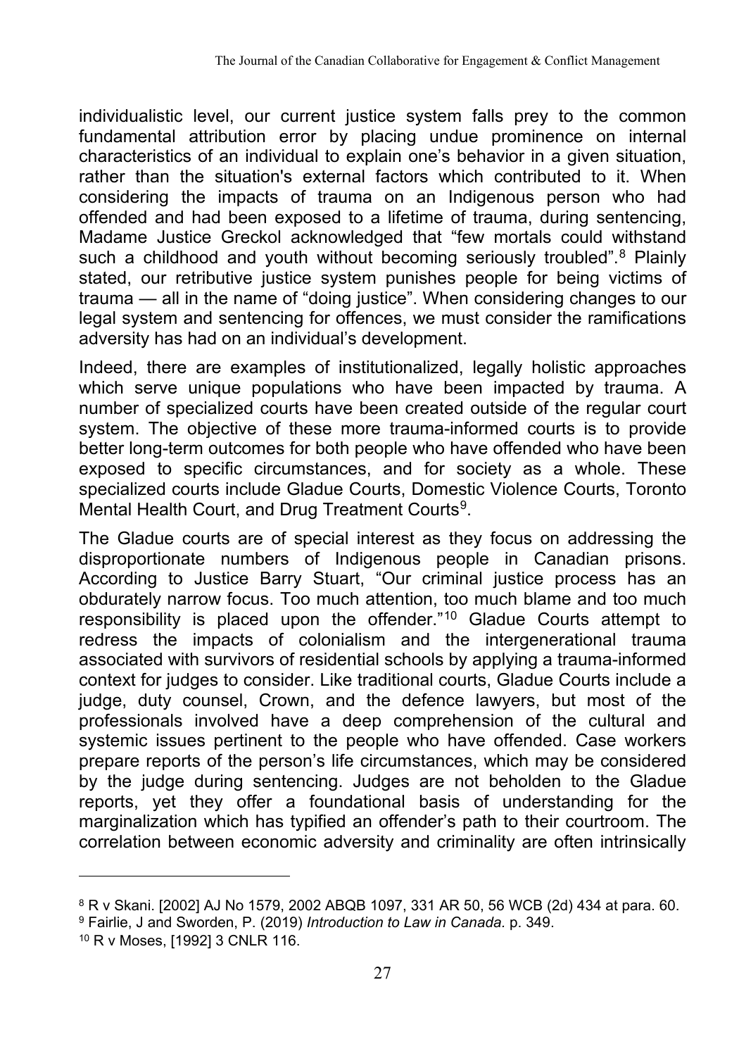individualistic level, our current justice system falls prey to the common fundamental attribution error by placing undue prominence on internal characteristics of an individual to explain one's behavior in a given situation, rather than the situation's external factors which contributed to it. When considering the impacts of trauma on an Indigenous person who had offended and had been exposed to a lifetime of trauma, during sentencing, Madame Justice Greckol acknowledged that "few mortals could withstand such a childhood and youth without becoming seriously troubled".[8] Plainly stated, our retributive justice system punishes people for being victims of trauma — all in the name of "doing justice". When considering changes to our legal system and sentencing for offences, we must consider the ramifications adversity has had on an individual's development.

Indeed, there are examples of institutionalized, legally holistic approaches which serve unique populations who have been impacted by trauma. A number of specialized courts have been created outside of the regular court system. The objective of these more trauma-informed courts is to provide better long-term outcomes for both people who have offended who have been exposed to specific circumstances, and for society as a whole. These specialized courts include Gladue Courts, Domestic Violence Courts, Toronto Mental Health Court, and Drug Treatment Courts[9].

The Gladue courts are of special interest as they focus on addressing the disproportionate numbers of Indigenous people in Canadian prisons. According to Justice Barry Stuart, "Our criminal justice process has an obdurately narrow focus. Too much attention, too much blame and too much responsibility is placed upon the offender."[10] Gladue Courts attempt to redress the impacts of colonialism and the intergenerational trauma associated with survivors of residential schools by applying a trauma-informed context for judges to consider. Like traditional courts, Gladue Courts include a judge, duty counsel, Crown, and the defence lawyers, but most of the professionals involved have a deep comprehension of the cultural and systemic issues pertinent to the people who have offended. Case workers prepare reports of the person's life circumstances, which may be considered by the judge during sentencing. Judges are not beholden to the Gladue reports, yet they offer a foundational basis of understanding for the marginalization which has typified an offender's path to their courtroom. The correlation between economic adversity and criminality are often intrinsically

---

[8] R v Skani. [2002] AJ No 1579, 2002 ABQB 1097, 331 AR 50, 56 WCB (2d) 434 at para. 60.

[9] Fairlie, J and Sworden, P. (2019) *Introduction to Law in Canada*. p. 349.

[10] R v Moses, [1992] 3 CNLR 116.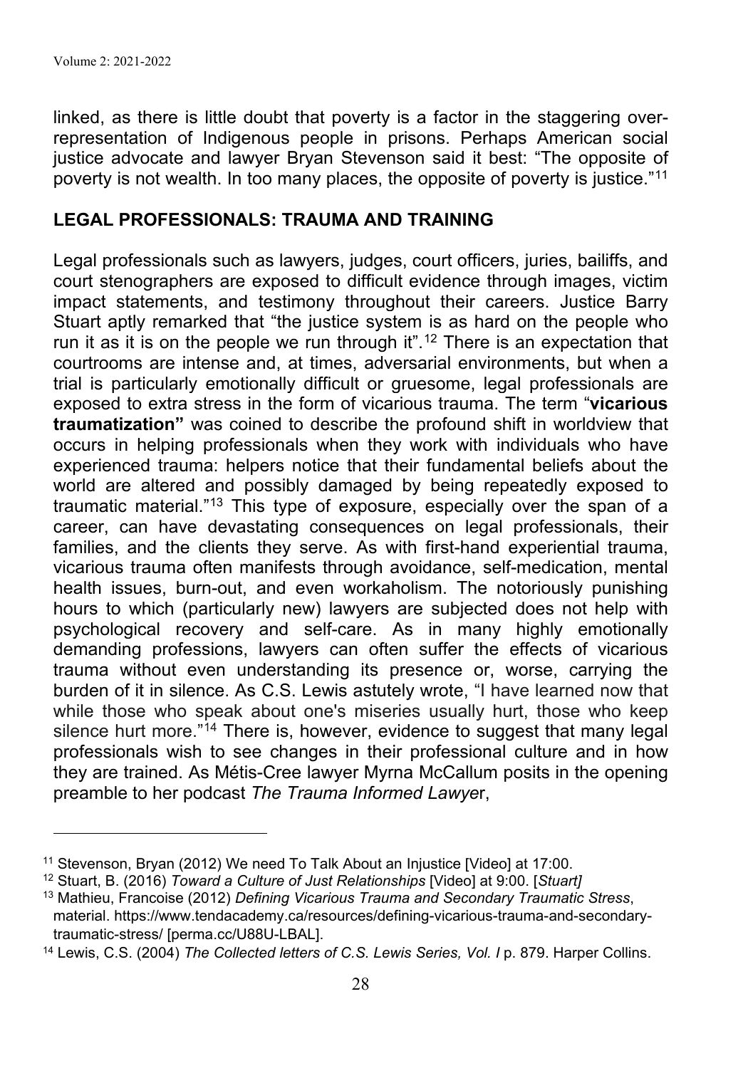linked, as there is little doubt that poverty is a factor in the staggering over-representation of Indigenous people in prisons. Perhaps American social justice advocate and lawyer Bryan Stevenson said it best: "The opposite of poverty is not wealth. In too many places, the opposite of poverty is justice."[11]

## LEGAL PROFESSIONALS: TRAUMA AND TRAINING

Legal professionals such as lawyers, judges, court officers, juries, bailiffs, and court stenographers are exposed to difficult evidence through images, victim impact statements, and testimony throughout their careers. Justice Barry Stuart aptly remarked that "the justice system is as hard on the people who run it as it is on the people we run through it".[12] There is an expectation that courtrooms are intense and, at times, adversarial environments, but when a trial is particularly emotionally difficult or gruesome, legal professionals are exposed to extra stress in the form of vicarious trauma. The term "**vicarious traumatization"** was coined to describe the profound shift in worldview that occurs in helping professionals when they work with individuals who have experienced trauma: helpers notice that their fundamental beliefs about the world are altered and possibly damaged by being repeatedly exposed to traumatic material."[13] This type of exposure, especially over the span of a career, can have devastating consequences on legal professionals, their families, and the clients they serve. As with first-hand experiential trauma, vicarious trauma often manifests through avoidance, self-medication, mental health issues, burn-out, and even workaholism. The notoriously punishing hours to which (particularly new) lawyers are subjected does not help with psychological recovery and self-care. As in many highly emotionally demanding professions, lawyers can often suffer the effects of vicarious trauma without even understanding its presence or, worse, carrying the burden of it in silence. As C.S. Lewis astutely wrote, "I have learned now that while those who speak about one's miseries usually hurt, those who keep silence hurt more."[14] There is, however, evidence to suggest that many legal professionals wish to see changes in their professional culture and in how they are trained. As Métis-Cree lawyer Myrna McCallum posits in the opening preamble to her podcast *The Trauma Informed Lawyer*,

---

[11] Stevenson, Bryan (2012) We need To Talk About an Injustice [Video] at 17:00.

[12] Stuart, B. (2016) *Toward a Culture of Just Relationships* [Video] at 9:00. [*Stuart]*

[13] Mathieu, Francoise (2012) *Defining Vicarious Trauma and Secondary Traumatic Stress*, material. https://www.tendacademy.ca/resources/defining-vicarious-trauma-and-secondary-traumatic-stress/ [perma.cc/U88U-LBAL].

[14] Lewis, C.S. (2004) *The Collected letters of C.S. Lewis Series, Vol. I* p. 879. Harper Collins.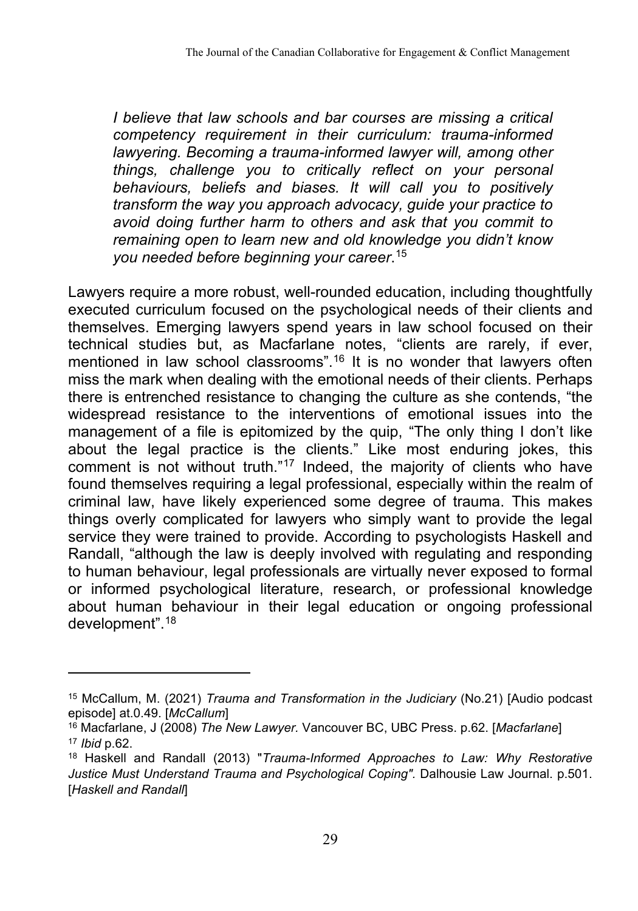> *I believe that law schools and bar courses are missing a critical competency requirement in their curriculum: trauma-informed lawyering. Becoming a trauma-informed lawyer will, among other things, challenge you to critically reflect on your personal behaviours, beliefs and biases. It will call you to positively transform the way you approach advocacy, guide your practice to avoid doing further harm to others and ask that you commit to remaining open to learn new and old knowledge you didn't know you needed before beginning your career.*[15]

Lawyers require a more robust, well-rounded education, including thoughtfully executed curriculum focused on the psychological needs of their clients and themselves. Emerging lawyers spend years in law school focused on their technical studies but, as Macfarlane notes, "clients are rarely, if ever, mentioned in law school classrooms".[16] It is no wonder that lawyers often miss the mark when dealing with the emotional needs of their clients. Perhaps there is entrenched resistance to changing the culture as she contends, "the widespread resistance to the interventions of emotional issues into the management of a file is epitomized by the quip, "The only thing I don't like about the legal practice is the clients." Like most enduring jokes, this comment is not without truth."[17] Indeed, the majority of clients who have found themselves requiring a legal professional, especially within the realm of criminal law, have likely experienced some degree of trauma. This makes things overly complicated for lawyers who simply want to provide the legal service they were trained to provide. According to psychologists Haskell and Randall, "although the law is deeply involved with regulating and responding to human behaviour, legal professionals are virtually never exposed to formal or informed psychological literature, research, or professional knowledge about human behaviour in their legal education or ongoing professional development".[18]

---

[15] McCallum, M. (2021) *Trauma and Transformation in the Judiciary* (No.21) [Audio podcast episode] at.0.49. [*McCallum*]

[16] Macfarlane, J (2008) *The New Lawyer.* Vancouver BC, UBC Press. p.62. [*Macfarlane*]

[17] *Ibid* p.62.

[18] Haskell and Randall (2013) "*Trauma-Informed Approaches to Law: Why Restorative Justice Must Understand Trauma and Psychological Coping"*. Dalhousie Law Journal. p.501. [*Haskell and Randall*]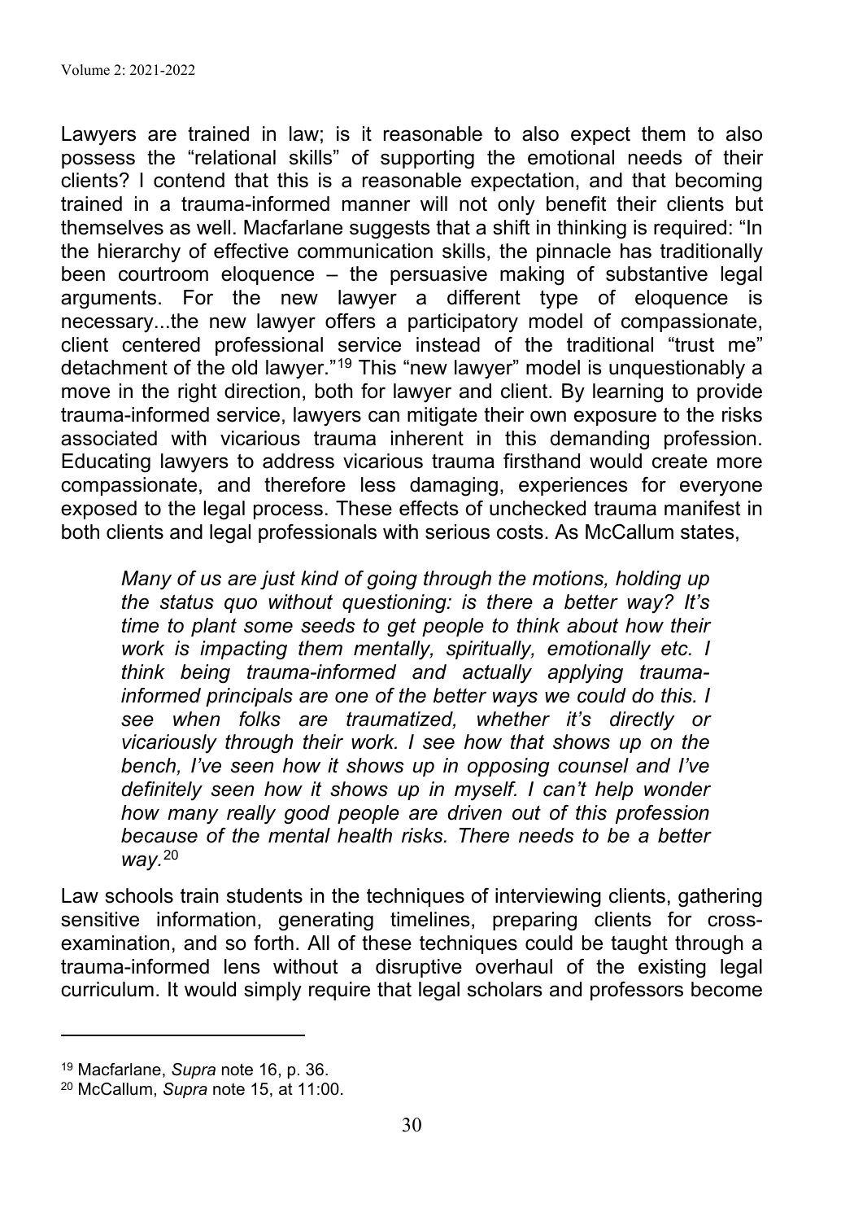Lawyers are trained in law; is it reasonable to also expect them to also possess the "relational skills" of supporting the emotional needs of their clients? I contend that this is a reasonable expectation, and that becoming trained in a trauma-informed manner will not only benefit their clients but themselves as well. Macfarlane suggests that a shift in thinking is required: "In the hierarchy of effective communication skills, the pinnacle has traditionally been courtroom eloquence – the persuasive making of substantive legal arguments. For the new lawyer a different type of eloquence is necessary...the new lawyer offers a participatory model of compassionate, client centered professional service instead of the traditional "trust me" detachment of the old lawyer."[19] This "new lawyer" model is unquestionably a move in the right direction, both for lawyer and client. By learning to provide trauma-informed service, lawyers can mitigate their own exposure to the risks associated with vicarious trauma inherent in this demanding profession. Educating lawyers to address vicarious trauma firsthand would create more compassionate, and therefore less damaging, experiences for everyone exposed to the legal process. These effects of unchecked trauma manifest in both clients and legal professionals with serious costs. As McCallum states,

> *Many of us are just kind of going through the motions, holding up the status quo without questioning: is there a better way? It's time to plant some seeds to get people to think about how their work is impacting them mentally, spiritually, emotionally etc. I think being trauma-informed and actually applying trauma-informed principals are one of the better ways we could do this. I see when folks are traumatized, whether it's directly or vicariously through their work. I see how that shows up on the bench, I've seen how it shows up in opposing counsel and I've definitely seen how it shows up in myself. I can't help wonder how many really good people are driven out of this profession because of the mental health risks. There needs to be a better way.*[20]

Law schools train students in the techniques of interviewing clients, gathering sensitive information, generating timelines, preparing clients for cross-examination, and so forth. All of these techniques could be taught through a trauma-informed lens without a disruptive overhaul of the existing legal curriculum. It would simply require that legal scholars and professors become

---

[19] Macfarlane, *Supra* note 16, p. 36.

[20] McCallum, *Supra* note 15, at 11:00.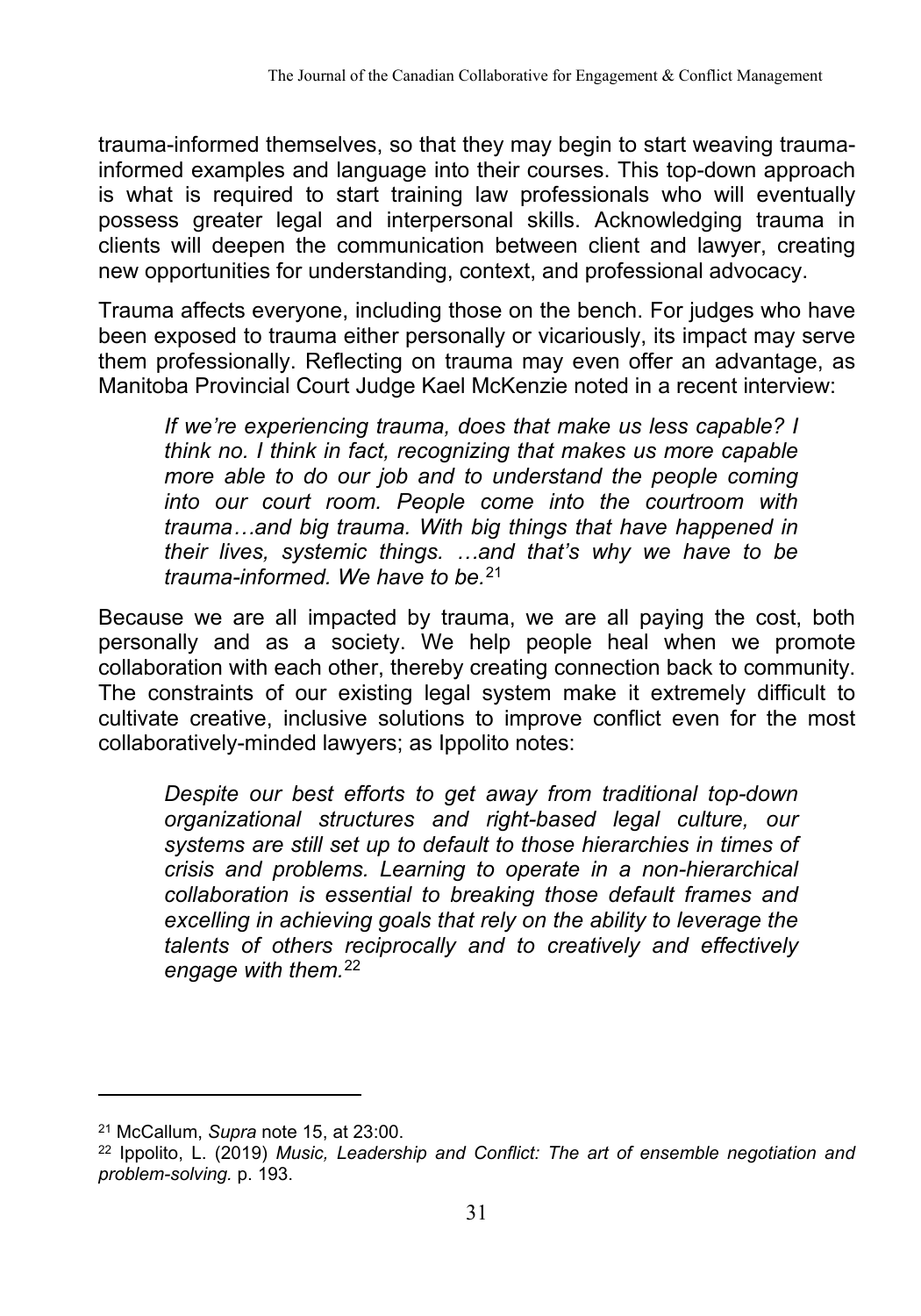trauma-informed themselves, so that they may begin to start weaving trauma-informed examples and language into their courses. This top-down approach is what is required to start training law professionals who will eventually possess greater legal and interpersonal skills. Acknowledging trauma in clients will deepen the communication between client and lawyer, creating new opportunities for understanding, context, and professional advocacy.

Trauma affects everyone, including those on the bench. For judges who have been exposed to trauma either personally or vicariously, its impact may serve them professionally. Reflecting on trauma may even offer an advantage, as Manitoba Provincial Court Judge Kael McKenzie noted in a recent interview:

> *If we're experiencing trauma, does that make us less capable? I think no. I think in fact, recognizing that makes us more capable more able to do our job and to understand the people coming into our court room. People come into the courtroom with trauma…and big trauma. With big things that have happened in their lives, systemic things. …and that's why we have to be trauma-informed. We have to be.*[21]

Because we are all impacted by trauma, we are all paying the cost, both personally and as a society. We help people heal when we promote collaboration with each other, thereby creating connection back to community. The constraints of our existing legal system make it extremely difficult to cultivate creative, inclusive solutions to improve conflict even for the most collaboratively-minded lawyers; as Ippolito notes:

> *Despite our best efforts to get away from traditional top-down organizational structures and right-based legal culture, our systems are still set up to default to those hierarchies in times of crisis and problems. Learning to operate in a non-hierarchical collaboration is essential to breaking those default frames and excelling in achieving goals that rely on the ability to leverage the talents of others reciprocally and to creatively and effectively engage with them.*[22]

---

[21] McCallum, *Supra* note 15, at 23:00.

[22] Ippolito, L. (2019) *Music, Leadership and Conflict: The art of ensemble negotiation and problem-solving.* p. 193.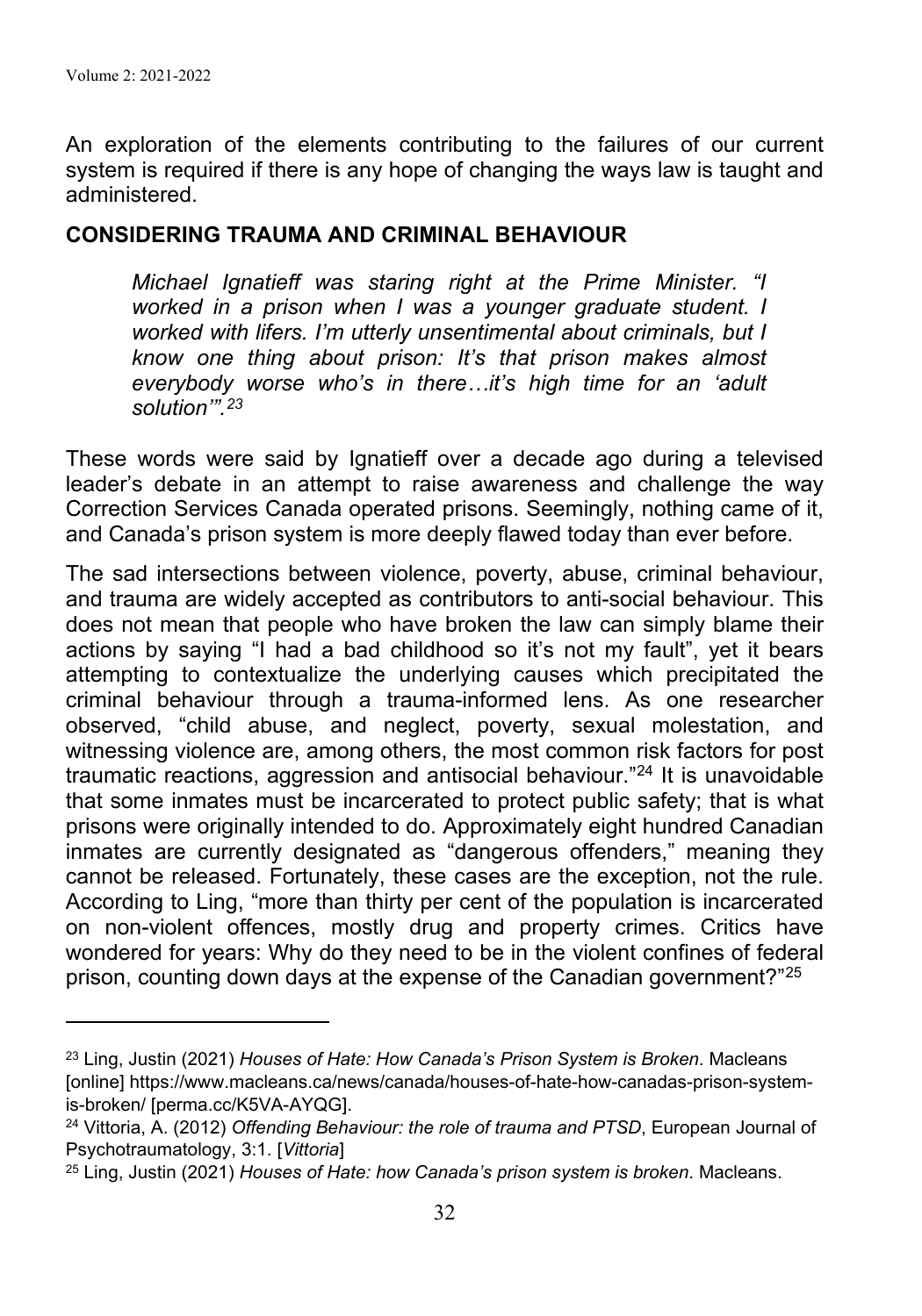An exploration of the elements contributing to the failures of our current system is required if there is any hope of changing the ways law is taught and administered.

## CONSIDERING TRAUMA AND CRIMINAL BEHAVIOUR

> *Michael Ignatieff was staring right at the Prime Minister. "I worked in a prison when I was a younger graduate student. I worked with lifers. I'm utterly unsentimental about criminals, but I know one thing about prison: It's that prison makes almost everybody worse who's in there…it's high time for an 'adult solution'".*[23]

These words were said by Ignatieff over a decade ago during a televised leader's debate in an attempt to raise awareness and challenge the way Correction Services Canada operated prisons. Seemingly, nothing came of it, and Canada's prison system is more deeply flawed today than ever before.

The sad intersections between violence, poverty, abuse, criminal behaviour, and trauma are widely accepted as contributors to anti-social behaviour. This does not mean that people who have broken the law can simply blame their actions by saying "I had a bad childhood so it's not my fault", yet it bears attempting to contextualize the underlying causes which precipitated the criminal behaviour through a trauma-informed lens. As one researcher observed, "child abuse, and neglect, poverty, sexual molestation, and witnessing violence are, among others, the most common risk factors for post traumatic reactions, aggression and antisocial behaviour."[24] It is unavoidable that some inmates must be incarcerated to protect public safety; that is what prisons were originally intended to do. Approximately eight hundred Canadian inmates are currently designated as "dangerous offenders," meaning they cannot be released. Fortunately, these cases are the exception, not the rule. According to Ling, "more than thirty per cent of the population is incarcerated on non-violent offences, mostly drug and property crimes. Critics have wondered for years: Why do they need to be in the violent confines of federal prison, counting down days at the expense of the Canadian government?"[25]

---

[23] Ling, Justin (2021) *Houses of Hate: How Canada's Prison System is Broken*. Macleans [online] https://www.macleans.ca/news/canada/houses-of-hate-how-canadas-prison-system-is-broken/ [perma.cc/K5VA-AYQG].

[24] Vittoria, A. (2012) *Offending Behaviour: the role of trauma and PTSD*, European Journal of Psychotraumatology, 3:1. [*Vittoria*]

[25] Ling, Justin (2021) *Houses of Hate: how Canada's prison system is broken*. Macleans.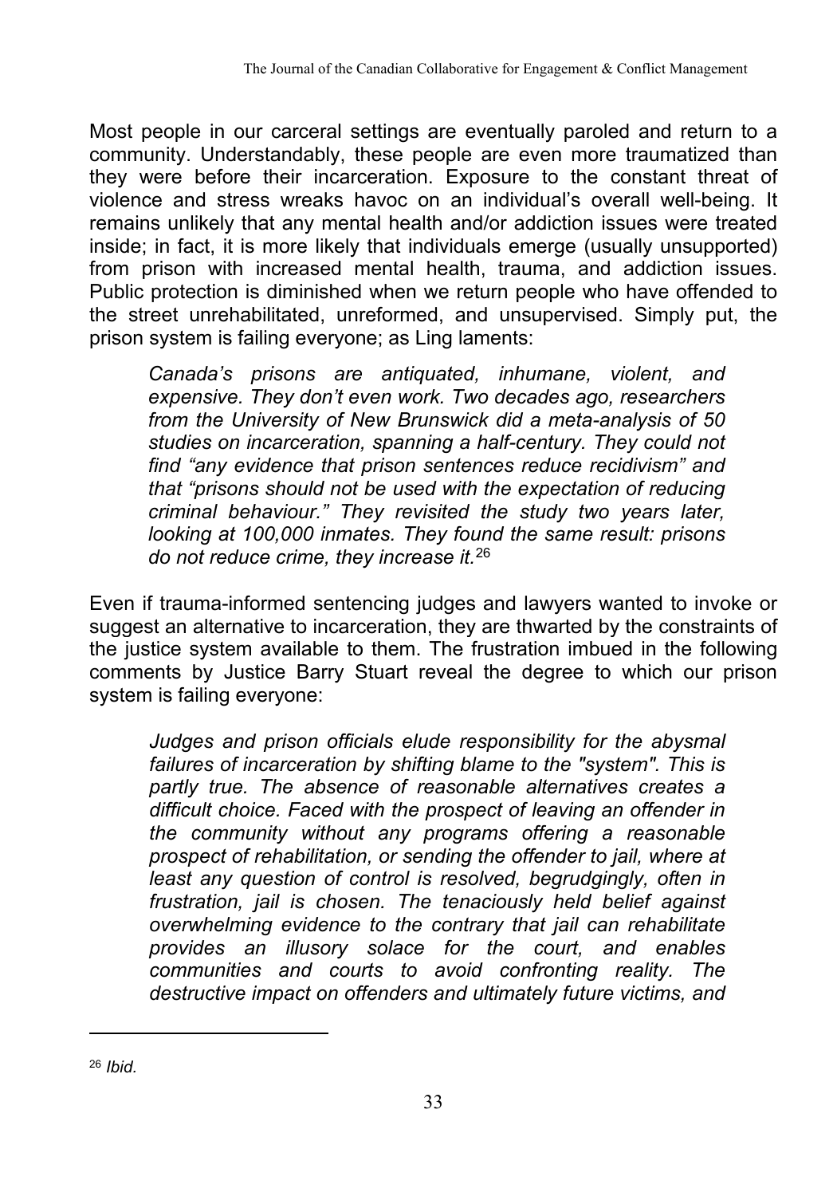Most people in our carceral settings are eventually paroled and return to a community. Understandably, these people are even more traumatized than they were before their incarceration. Exposure to the constant threat of violence and stress wreaks havoc on an individual's overall well-being. It remains unlikely that any mental health and/or addiction issues were treated inside; in fact, it is more likely that individuals emerge (usually unsupported) from prison with increased mental health, trauma, and addiction issues. Public protection is diminished when we return people who have offended to the street unrehabilitated, unreformed, and unsupervised. Simply put, the prison system is failing everyone; as Ling laments:

> *Canada's prisons are antiquated, inhumane, violent, and expensive. They don't even work. Two decades ago, researchers from the University of New Brunswick did a meta-analysis of 50 studies on incarceration, spanning a half-century. They could not find "any evidence that prison sentences reduce recidivism" and that "prisons should not be used with the expectation of reducing criminal behaviour." They revisited the study two years later, looking at 100,000 inmates. They found the same result: prisons do not reduce crime, they increase it.*[26]

Even if trauma-informed sentencing judges and lawyers wanted to invoke or suggest an alternative to incarceration, they are thwarted by the constraints of the justice system available to them. The frustration imbued in the following comments by Justice Barry Stuart reveal the degree to which our prison system is failing everyone:

> *Judges and prison officials elude responsibility for the abysmal failures of incarceration by shifting blame to the "system". This is partly true. The absence of reasonable alternatives creates a difficult choice. Faced with the prospect of leaving an offender in the community without any programs offering a reasonable prospect of rehabilitation, or sending the offender to jail, where at least any question of control is resolved, begrudgingly, often in frustration, jail is chosen. The tenaciously held belief against overwhelming evidence to the contrary that jail can rehabilitate provides an illusory solace for the court, and enables communities and courts to avoid confronting reality. The destructive impact on offenders and ultimately future victims, and*

---

[26] *Ibid.*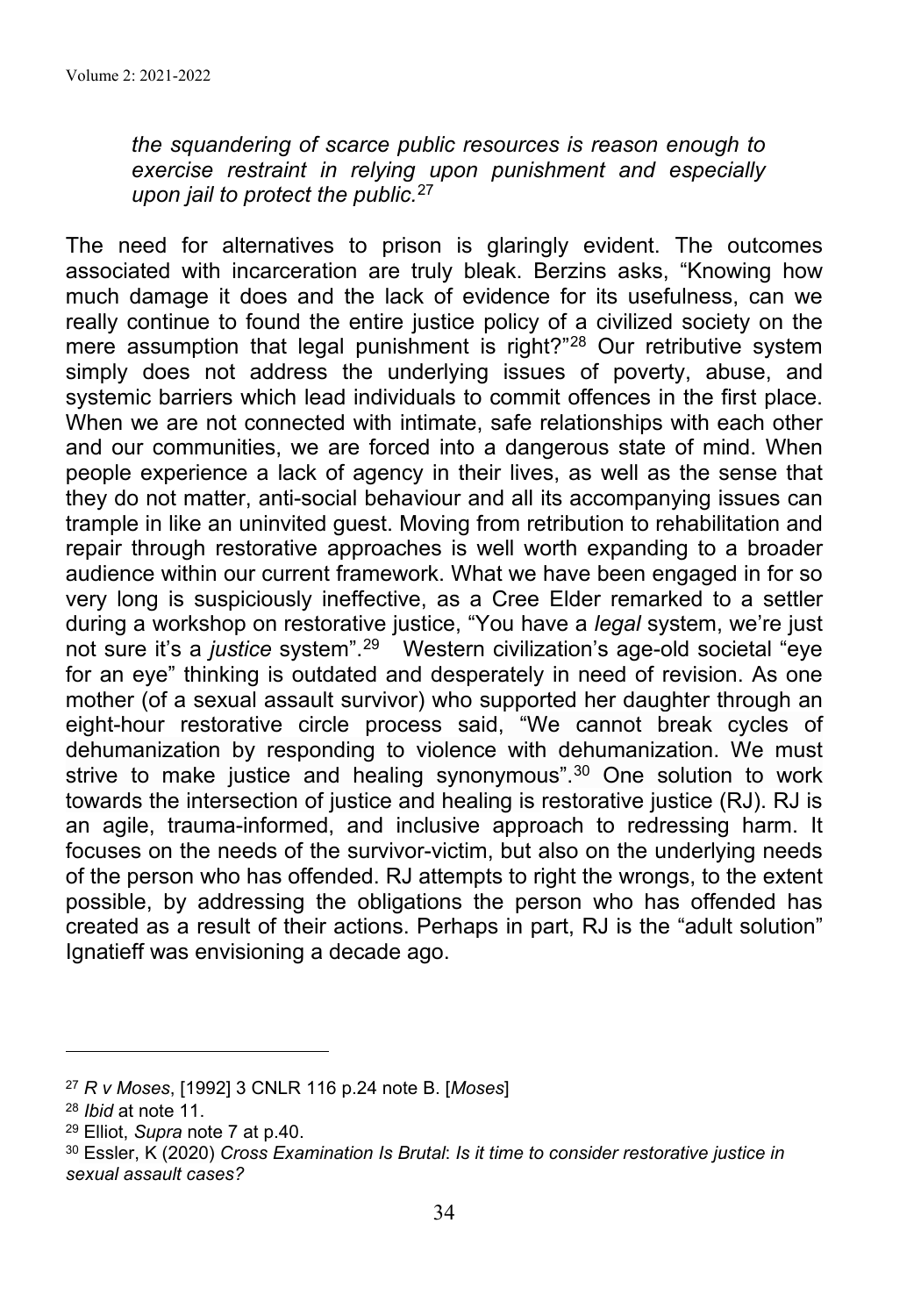> *the squandering of scarce public resources is reason enough to exercise restraint in relying upon punishment and especially upon jail to protect the public.*[27]

The need for alternatives to prison is glaringly evident. The outcomes associated with incarceration are truly bleak. Berzins asks, "Knowing how much damage it does and the lack of evidence for its usefulness, can we really continue to found the entire justice policy of a civilized society on the mere assumption that legal punishment is right?"[28] Our retributive system simply does not address the underlying issues of poverty, abuse, and systemic barriers which lead individuals to commit offences in the first place. When we are not connected with intimate, safe relationships with each other and our communities, we are forced into a dangerous state of mind. When people experience a lack of agency in their lives, as well as the sense that they do not matter, anti-social behaviour and all its accompanying issues can trample in like an uninvited guest. Moving from retribution to rehabilitation and repair through restorative approaches is well worth expanding to a broader audience within our current framework. What we have been engaged in for so very long is suspiciously ineffective, as a Cree Elder remarked to a settler during a workshop on restorative justice, "You have a *legal* system, we're just not sure it's a *justice* system".[29] Western civilization's age-old societal "eye for an eye" thinking is outdated and desperately in need of revision. As one mother (of a sexual assault survivor) who supported her daughter through an eight-hour restorative circle process said, "We cannot break cycles of dehumanization by responding to violence with dehumanization. We must strive to make justice and healing synonymous".[30] One solution to work towards the intersection of justice and healing is restorative justice (RJ). RJ is an agile, trauma-informed, and inclusive approach to redressing harm. It focuses on the needs of the survivor-victim, but also on the underlying needs of the person who has offended. RJ attempts to right the wrongs, to the extent possible, by addressing the obligations the person who has offended has created as a result of their actions. Perhaps in part, RJ is the "adult solution" Ignatieff was envisioning a decade ago.

---

[27] *R v Moses*, [1992] 3 CNLR 116 p.24 note B. [*Moses*]

[28] *Ibid* at note 11.

[29] Elliot, *Supra* note 7 at p.40.

[30] Essler, K (2020) *Cross Examination Is Brutal*: *Is it time to consider restorative justice in sexual assault cases?*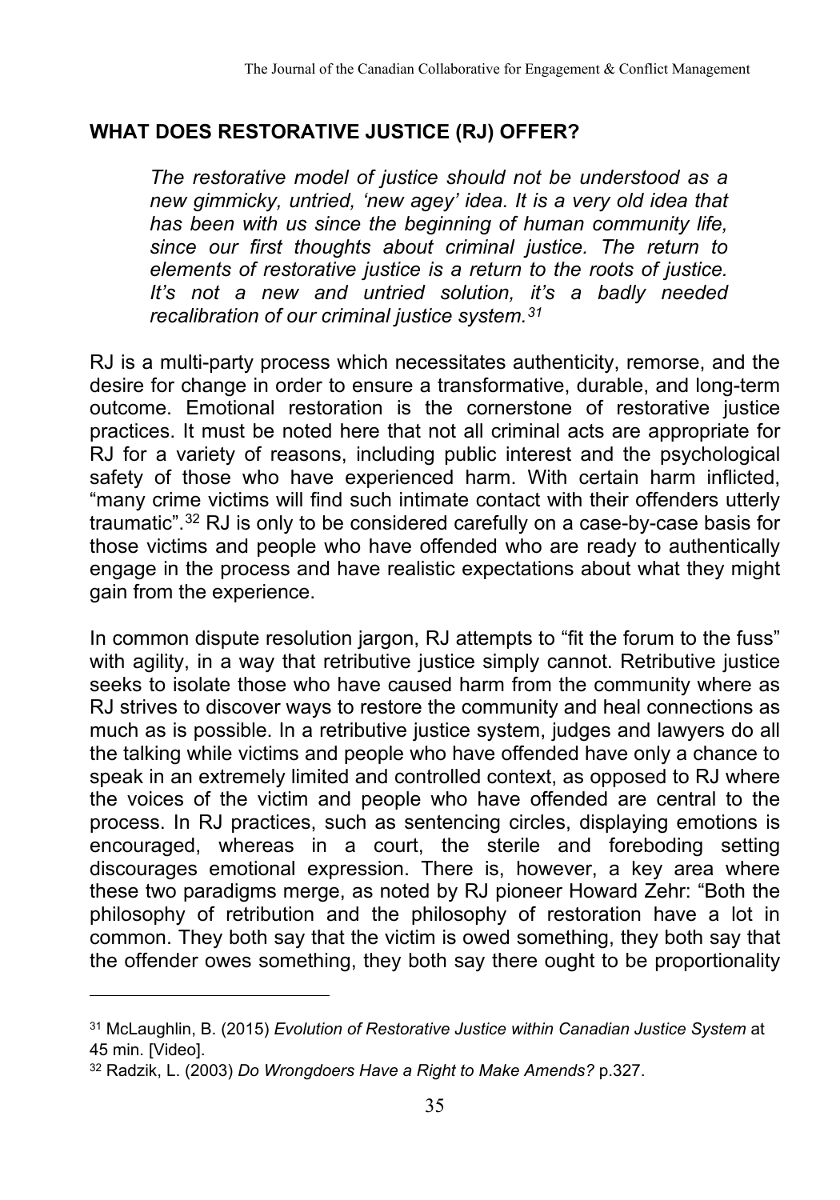## WHAT DOES RESTORATIVE JUSTICE (RJ) OFFER?

> *The restorative model of justice should not be understood as a new gimmicky, untried, 'new agey' idea. It is a very old idea that has been with us since the beginning of human community life, since our first thoughts about criminal justice. The return to elements of restorative justice is a return to the roots of justice. It's not a new and untried solution, it's a badly needed recalibration of our criminal justice system.*[31]

RJ is a multi-party process which necessitates authenticity, remorse, and the desire for change in order to ensure a transformative, durable, and long-term outcome. Emotional restoration is the cornerstone of restorative justice practices. It must be noted here that not all criminal acts are appropriate for RJ for a variety of reasons, including public interest and the psychological safety of those who have experienced harm. With certain harm inflicted, "many crime victims will find such intimate contact with their offenders utterly traumatic".[32] RJ is only to be considered carefully on a case-by-case basis for those victims and people who have offended who are ready to authentically engage in the process and have realistic expectations about what they might gain from the experience.

In common dispute resolution jargon, RJ attempts to "fit the forum to the fuss" with agility, in a way that retributive justice simply cannot. Retributive justice seeks to isolate those who have caused harm from the community where as RJ strives to discover ways to restore the community and heal connections as much as is possible. In a retributive justice system, judges and lawyers do all the talking while victims and people who have offended have only a chance to speak in an extremely limited and controlled context, as opposed to RJ where the voices of the victim and people who have offended are central to the process. In RJ practices, such as sentencing circles, displaying emotions is encouraged, whereas in a court, the sterile and foreboding setting discourages emotional expression. There is, however, a key area where these two paradigms merge, as noted by RJ pioneer Howard Zehr: "Both the philosophy of retribution and the philosophy of restoration have a lot in common. They both say that the victim is owed something, they both say that the offender owes something, they both say there ought to be proportionality

---

[31] McLaughlin, B. (2015) *Evolution of Restorative Justice within Canadian Justice System* at 45 min. [Video].

[32] Radzik, L. (2003) *Do Wrongdoers Have a Right to Make Amends?* p.327.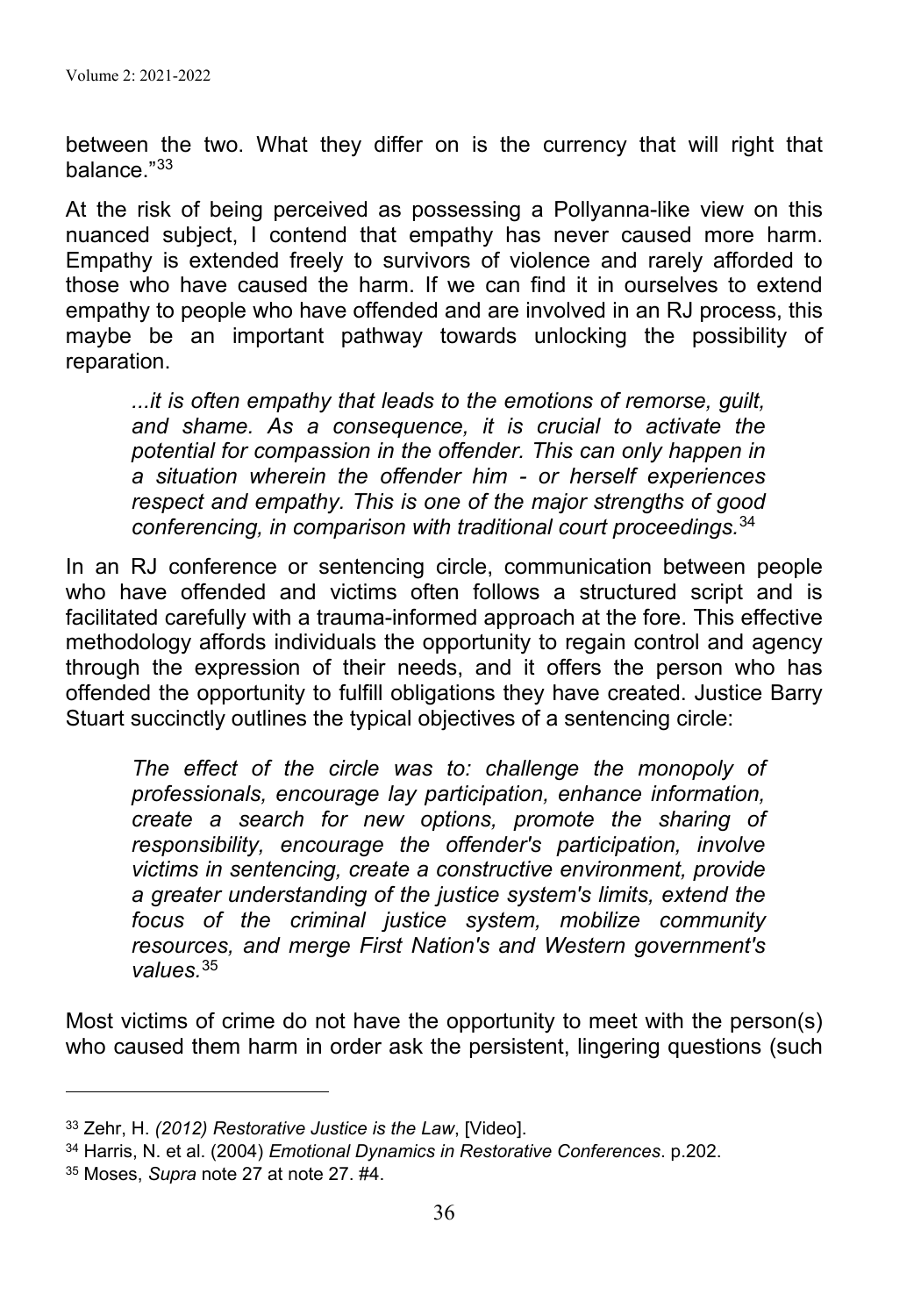between the two. What they differ on is the currency that will right that balance."[33]

At the risk of being perceived as possessing a Pollyanna-like view on this nuanced subject, I contend that empathy has never caused more harm. Empathy is extended freely to survivors of violence and rarely afforded to those who have caused the harm. If we can find it in ourselves to extend empathy to people who have offended and are involved in an RJ process, this maybe be an important pathway towards unlocking the possibility of reparation.

> *...it is often empathy that leads to the emotions of remorse, guilt, and shame. As a consequence, it is crucial to activate the potential for compassion in the offender. This can only happen in a situation wherein the offender him - or herself experiences respect and empathy. This is one of the major strengths of good conferencing, in comparison with traditional court proceedings.*[34]

In an RJ conference or sentencing circle, communication between people who have offended and victims often follows a structured script and is facilitated carefully with a trauma-informed approach at the fore. This effective methodology affords individuals the opportunity to regain control and agency through the expression of their needs, and it offers the person who has offended the opportunity to fulfill obligations they have created. Justice Barry Stuart succinctly outlines the typical objectives of a sentencing circle:

> *The effect of the circle was to: challenge the monopoly of professionals, encourage lay participation, enhance information, create a search for new options, promote the sharing of responsibility, encourage the offender's participation, involve victims in sentencing, create a constructive environment, provide a greater understanding of the justice system's limits, extend the focus of the criminal justice system, mobilize community resources, and merge First Nation's and Western government's values.*[35]

Most victims of crime do not have the opportunity to meet with the person(s) who caused them harm in order ask the persistent, lingering questions (such

---

[33] Zehr, H. *(2012) Restorative Justice is the Law*, [Video].

[34] Harris, N. et al. (2004) *Emotional Dynamics in Restorative Conferences*. p.202.

[35] Moses, *Supra* note 27 at note 27. #4.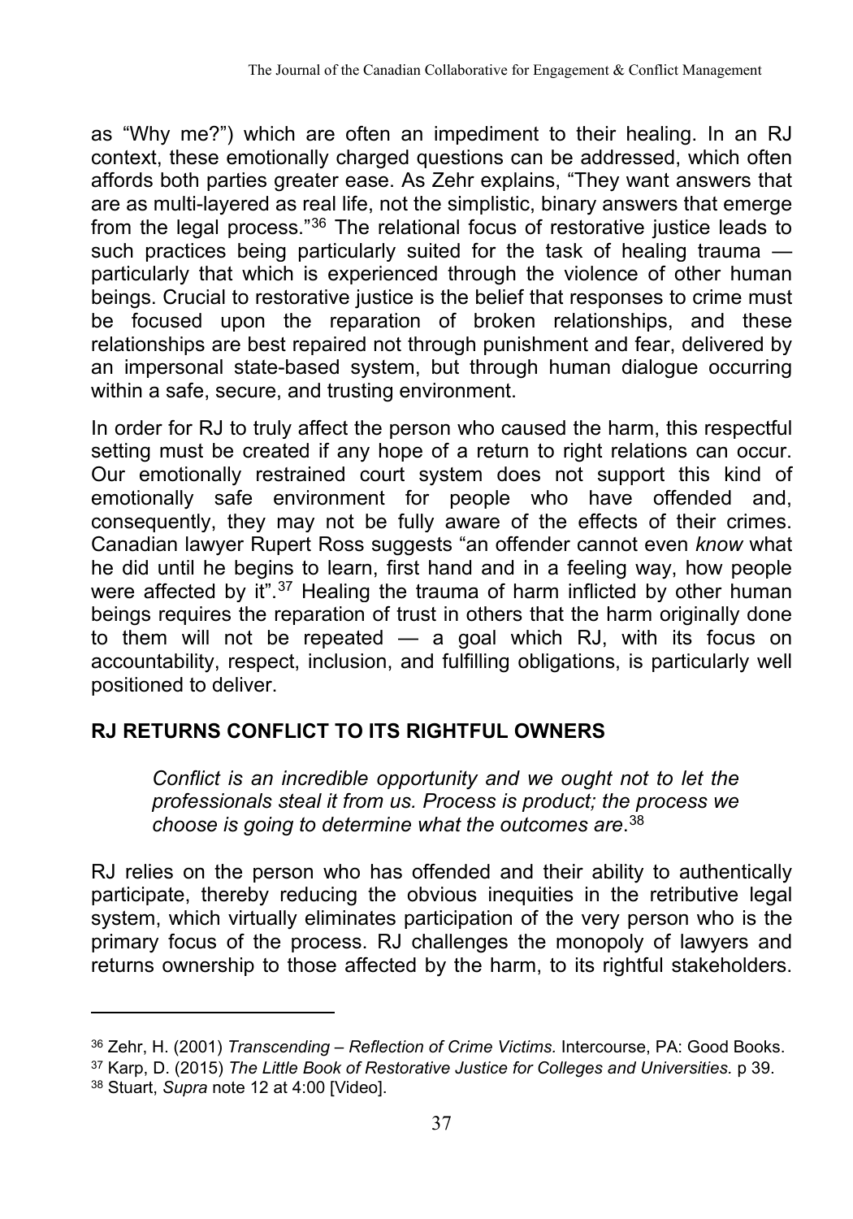as "Why me?") which are often an impediment to their healing. In an RJ context, these emotionally charged questions can be addressed, which often affords both parties greater ease. As Zehr explains, "They want answers that are as multi-layered as real life, not the simplistic, binary answers that emerge from the legal process."[36] The relational focus of restorative justice leads to such practices being particularly suited for the task of healing trauma — particularly that which is experienced through the violence of other human beings. Crucial to restorative justice is the belief that responses to crime must be focused upon the reparation of broken relationships, and these relationships are best repaired not through punishment and fear, delivered by an impersonal state-based system, but through human dialogue occurring within a safe, secure, and trusting environment.

In order for RJ to truly affect the person who caused the harm, this respectful setting must be created if any hope of a return to right relations can occur. Our emotionally restrained court system does not support this kind of emotionally safe environment for people who have offended and, consequently, they may not be fully aware of the effects of their crimes. Canadian lawyer Rupert Ross suggests "an offender cannot even *know* what he did until he begins to learn, first hand and in a feeling way, how people were affected by it".[37] Healing the trauma of harm inflicted by other human beings requires the reparation of trust in others that the harm originally done to them will not be repeated — a goal which RJ, with its focus on accountability, respect, inclusion, and fulfilling obligations, is particularly well positioned to deliver.

## RJ RETURNS CONFLICT TO ITS RIGHTFUL OWNERS

> *Conflict is an incredible opportunity and we ought not to let the professionals steal it from us. Process is product; the process we choose is going to determine what the outcomes are.*[38]

RJ relies on the person who has offended and their ability to authentically participate, thereby reducing the obvious inequities in the retributive legal system, which virtually eliminates participation of the very person who is the primary focus of the process. RJ challenges the monopoly of lawyers and returns ownership to those affected by the harm, to its rightful stakeholders.

---

[36] Zehr, H. (2001) *Transcending – Reflection of Crime Victims.* Intercourse, PA: Good Books.

[37] Karp, D. (2015) *The Little Book of Restorative Justice for Colleges and Universities.* p 39.

[38] Stuart, *Supra* note 12 at 4:00 [Video].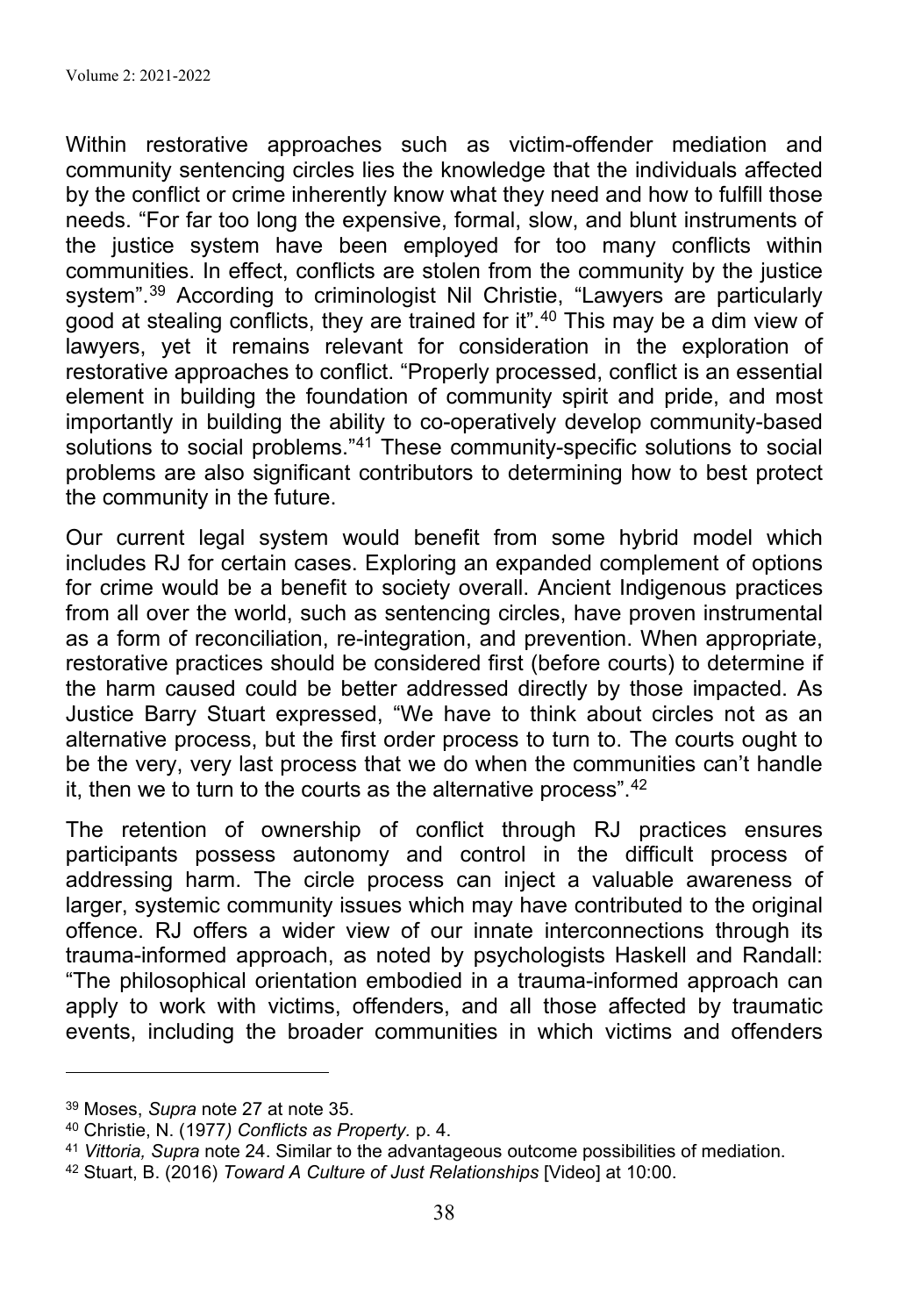Within restorative approaches such as victim-offender mediation and community sentencing circles lies the knowledge that the individuals affected by the conflict or crime inherently know what they need and how to fulfill those needs. "For far too long the expensive, formal, slow, and blunt instruments of the justice system have been employed for too many conflicts within communities. In effect, conflicts are stolen from the community by the justice system".[39] According to criminologist Nil Christie, "Lawyers are particularly good at stealing conflicts, they are trained for it".[40] This may be a dim view of lawyers, yet it remains relevant for consideration in the exploration of restorative approaches to conflict. "Properly processed, conflict is an essential element in building the foundation of community spirit and pride, and most importantly in building the ability to co-operatively develop community-based solutions to social problems."[41] These community-specific solutions to social problems are also significant contributors to determining how to best protect the community in the future.

Our current legal system would benefit from some hybrid model which includes RJ for certain cases. Exploring an expanded complement of options for crime would be a benefit to society overall. Ancient Indigenous practices from all over the world, such as sentencing circles, have proven instrumental as a form of reconciliation, re-integration, and prevention. When appropriate, restorative practices should be considered first (before courts) to determine if the harm caused could be better addressed directly by those impacted. As Justice Barry Stuart expressed, "We have to think about circles not as an alternative process, but the first order process to turn to. The courts ought to be the very, very last process that we do when the communities can't handle it, then we to turn to the courts as the alternative process".[42]

The retention of ownership of conflict through RJ practices ensures participants possess autonomy and control in the difficult process of addressing harm. The circle process can inject a valuable awareness of larger, systemic community issues which may have contributed to the original offence. RJ offers a wider view of our innate interconnections through its trauma-informed approach, as noted by psychologists Haskell and Randall: "The philosophical orientation embodied in a trauma-informed approach can apply to work with victims, offenders, and all those affected by traumatic events, including the broader communities in which victims and offenders

---

[39] Moses, *Supra* note 27 at note 35.

[40] Christie, N. (1977*) Conflicts as Property.* p. 4.

[41] *Vittoria, Supra* note 24. Similar to the advantageous outcome possibilities of mediation.

[42] Stuart, B. (2016) *Toward A Culture of Just Relationships* [Video] at 10:00.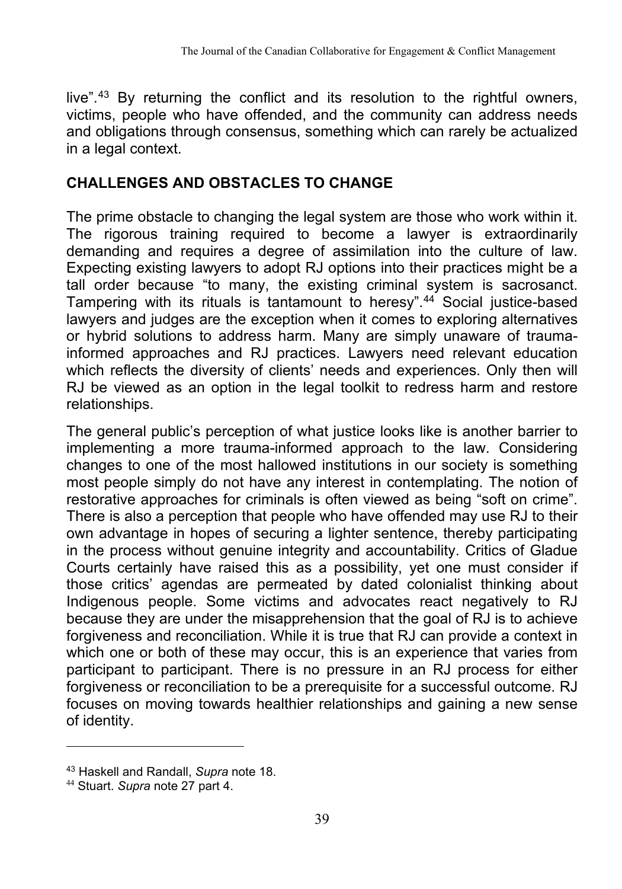live".[43] By returning the conflict and its resolution to the rightful owners, victims, people who have offended, and the community can address needs and obligations through consensus, something which can rarely be actualized in a legal context.

## CHALLENGES AND OBSTACLES TO CHANGE

The prime obstacle to changing the legal system are those who work within it. The rigorous training required to become a lawyer is extraordinarily demanding and requires a degree of assimilation into the culture of law. Expecting existing lawyers to adopt RJ options into their practices might be a tall order because "to many, the existing criminal system is sacrosanct. Tampering with its rituals is tantamount to heresy".[44] Social justice-based lawyers and judges are the exception when it comes to exploring alternatives or hybrid solutions to address harm. Many are simply unaware of trauma-informed approaches and RJ practices. Lawyers need relevant education which reflects the diversity of clients' needs and experiences. Only then will RJ be viewed as an option in the legal toolkit to redress harm and restore relationships.

The general public's perception of what justice looks like is another barrier to implementing a more trauma-informed approach to the law. Considering changes to one of the most hallowed institutions in our society is something most people simply do not have any interest in contemplating. The notion of restorative approaches for criminals is often viewed as being "soft on crime". There is also a perception that people who have offended may use RJ to their own advantage in hopes of securing a lighter sentence, thereby participating in the process without genuine integrity and accountability. Critics of Gladue Courts certainly have raised this as a possibility, yet one must consider if those critics' agendas are permeated by dated colonialist thinking about Indigenous people. Some victims and advocates react negatively to RJ because they are under the misapprehension that the goal of RJ is to achieve forgiveness and reconciliation. While it is true that RJ can provide a context in which one or both of these may occur, this is an experience that varies from participant to participant. There is no pressure in an RJ process for either forgiveness or reconciliation to be a prerequisite for a successful outcome. RJ focuses on moving towards healthier relationships and gaining a new sense of identity.

---

[43] Haskell and Randall, *Supra* note 18.

[44] Stuart. *Supra* note 27 part 4.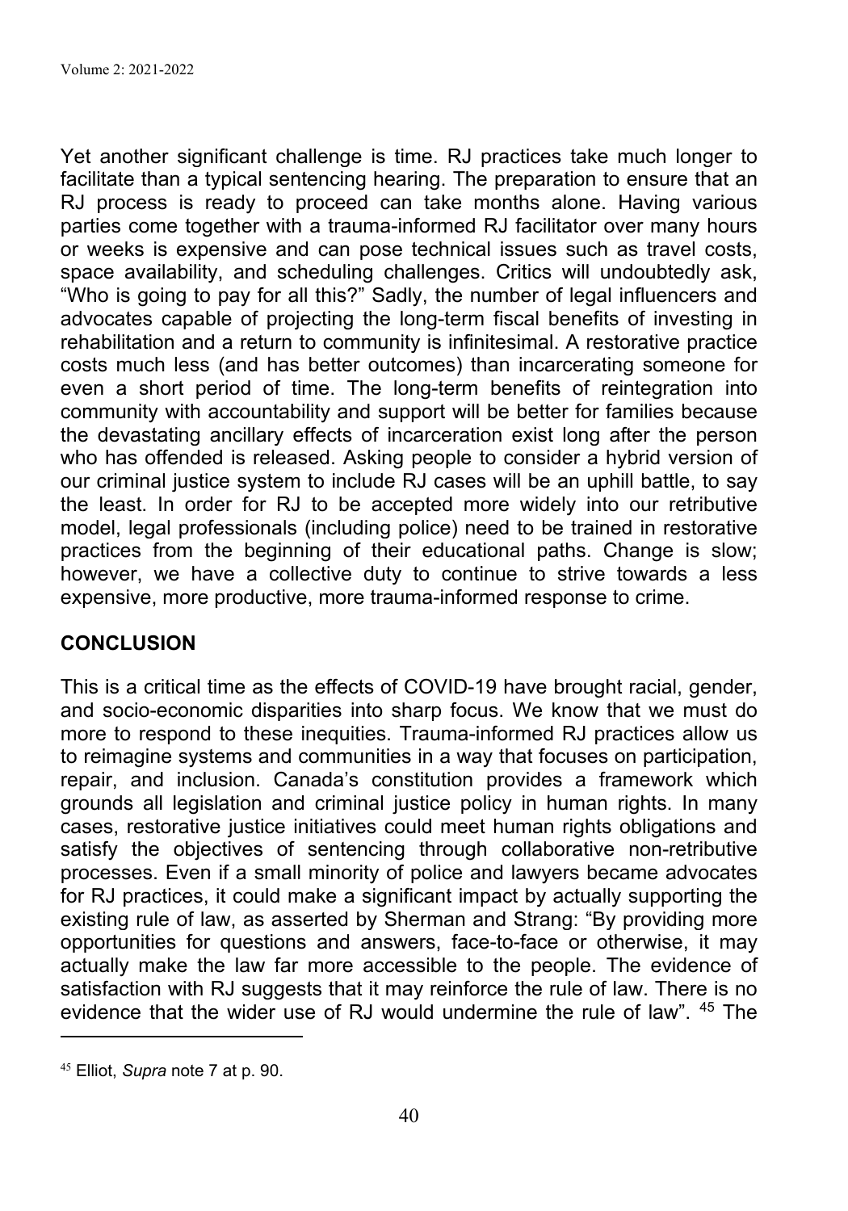Yet another significant challenge is time. RJ practices take much longer to facilitate than a typical sentencing hearing. The preparation to ensure that an RJ process is ready to proceed can take months alone. Having various parties come together with a trauma-informed RJ facilitator over many hours or weeks is expensive and can pose technical issues such as travel costs, space availability, and scheduling challenges. Critics will undoubtedly ask, "Who is going to pay for all this?" Sadly, the number of legal influencers and advocates capable of projecting the long-term fiscal benefits of investing in rehabilitation and a return to community is infinitesimal. A restorative practice costs much less (and has better outcomes) than incarcerating someone for even a short period of time. The long-term benefits of reintegration into community with accountability and support will be better for families because the devastating ancillary effects of incarceration exist long after the person who has offended is released. Asking people to consider a hybrid version of our criminal justice system to include RJ cases will be an uphill battle, to say the least. In order for RJ to be accepted more widely into our retributive model, legal professionals (including police) need to be trained in restorative practices from the beginning of their educational paths. Change is slow; however, we have a collective duty to continue to strive towards a less expensive, more productive, more trauma-informed response to crime.

## CONCLUSION

This is a critical time as the effects of COVID-19 have brought racial, gender, and socio-economic disparities into sharp focus. We know that we must do more to respond to these inequities. Trauma-informed RJ practices allow us to reimagine systems and communities in a way that focuses on participation, repair, and inclusion. Canada's constitution provides a framework which grounds all legislation and criminal justice policy in human rights. In many cases, restorative justice initiatives could meet human rights obligations and satisfy the objectives of sentencing through collaborative non-retributive processes. Even if a small minority of police and lawyers became advocates for RJ practices, it could make a significant impact by actually supporting the existing rule of law, as asserted by Sherman and Strang: "By providing more opportunities for questions and answers, face-to-face or otherwise, it may actually make the law far more accessible to the people. The evidence of satisfaction with RJ suggests that it may reinforce the rule of law. There is no evidence that the wider use of RJ would undermine the rule of law". [45] The

---

[45] Elliot, *Supra* note 7 at p. 90.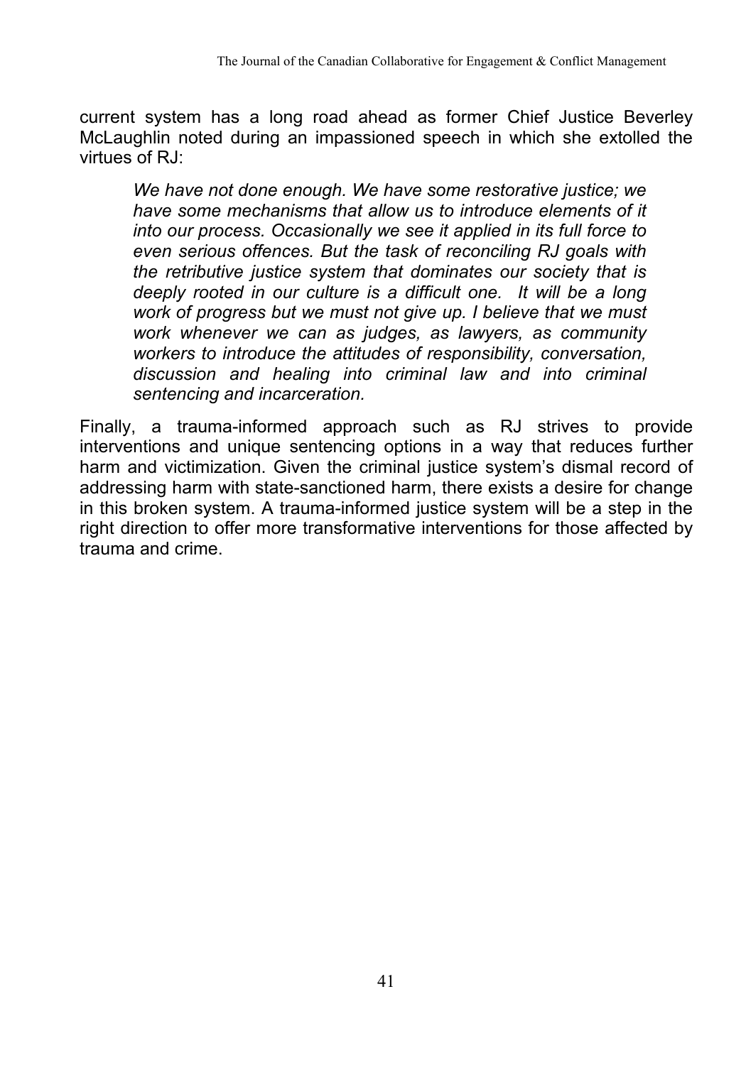current system has a long road ahead as former Chief Justice Beverley McLaughlin noted during an impassioned speech in which she extolled the virtues of RJ:

> *We have not done enough. We have some restorative justice; we have some mechanisms that allow us to introduce elements of it into our process. Occasionally we see it applied in its full force to even serious offences. But the task of reconciling RJ goals with the retributive justice system that dominates our society that is deeply rooted in our culture is a difficult one. It will be a long work of progress but we must not give up. I believe that we must work whenever we can as judges, as lawyers, as community workers to introduce the attitudes of responsibility, conversation, discussion and healing into criminal law and into criminal sentencing and incarceration.*

Finally, a trauma-informed approach such as RJ strives to provide interventions and unique sentencing options in a way that reduces further harm and victimization. Given the criminal justice system's dismal record of addressing harm with state-sanctioned harm, there exists a desire for change in this broken system. A trauma-informed justice system will be a step in the right direction to offer more transformative interventions for those affected by trauma and crime.